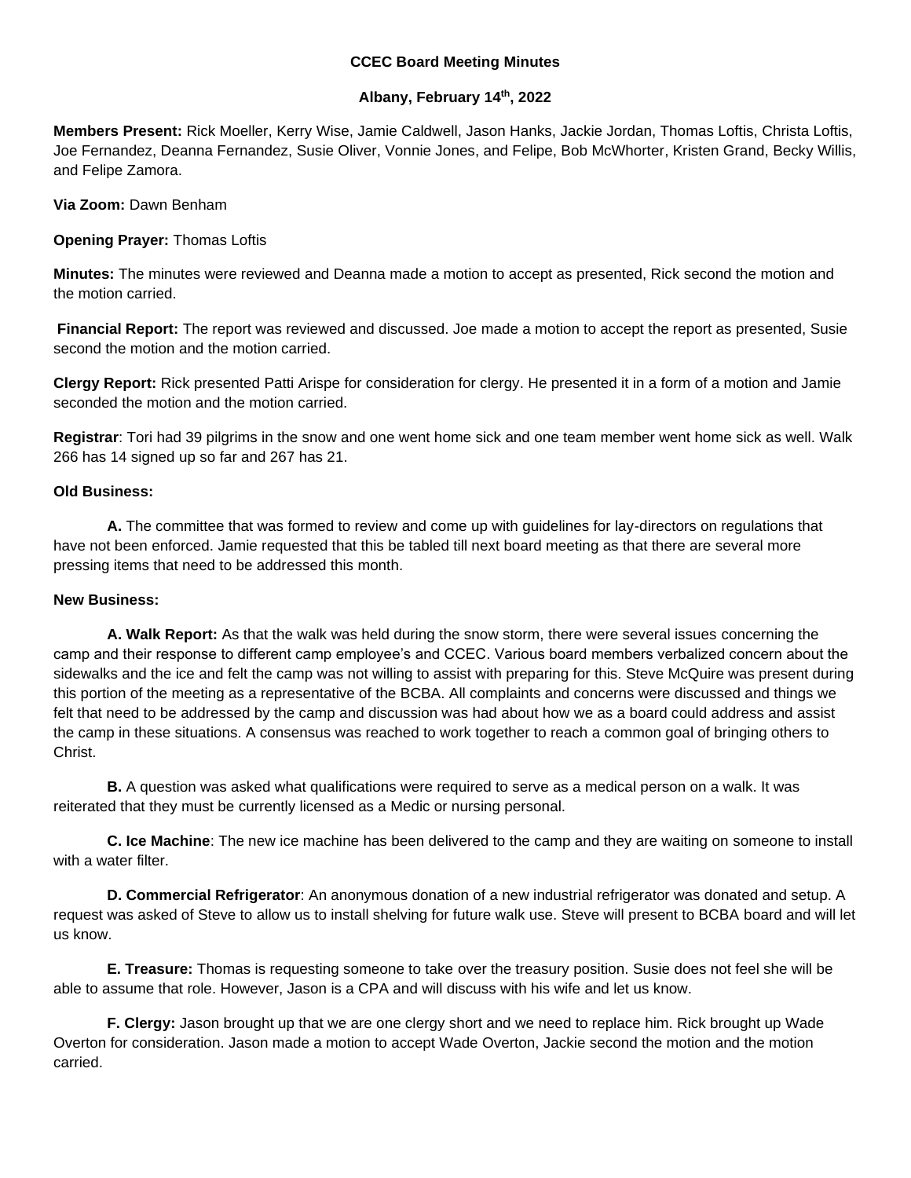**CCEC Board Meeting Minutes**

**Albany, February 14th, 2022**

**Members Present:** Rick Moeller, Kerry Wise, Jamie Caldwell, Jason Hanks, Jackie Jordan, Thomas Loftis, Christa Loftis, Joe Fernandez, Deanna Fernandez, Susie Oliver, Vonnie Jones, and Felipe, Bob McWhorter, Kristen Grand, Becky Willis, and Felipe Zamora.

**Via Zoom:** Dawn Benham

**Opening Prayer:** Thomas Loftis

**Minutes:** The minutes were reviewed and Deanna made a motion to accept as presented, Rick second the motion and the motion carried.

**Financial Report:** The report was reviewed and discussed. Joe made a motion to accept the report as presented, Susie second the motion and the motion carried.

**Clergy Report:** Rick presented Patti Arispe for consideration for clergy. He presented it in a form of a motion and Jamie seconded the motion and the motion carried.

**Registrar**: Tori had 39 pilgrims in the snow and one went home sick and one team member went home sick as well. Walk 266 has 14 signed up so far and 267 has 21.

**Old Business:**

**A.** The committee that was formed to review and come up with guidelines for lay-directors on regulations that have not been enforced. Jamie requested that this be tabled till next board meeting as that there are several more pressing items that need to be addressed this month.

**New Business:**

**A. Walk Report:** As that the walk was held during the snow storm, there were several issues concerning the camp and their response to different camp employee's and CCEC. Various board members verbalized concern about the sidewalks and the ice and felt the camp was not willing to assist with preparing for this. Steve McQuire was present during this portion of the meeting as a representative of the BCBA. All complaints and concerns were discussed and things we felt that need to be addressed by the camp and discussion was had about how we as a board could address and assist the camp in these situations. A consensus was reached to work together to reach a common goal of bringing others to Christ.

**B.** A question was asked what qualifications were required to serve as a medical person on a walk. It was reiterated that they must be currently licensed as a Medic or nursing personal.

**C. Ice Machine**: The new ice machine has been delivered to the camp and they are waiting on someone to install with a water filter.

**D. Commercial Refrigerator**: An anonymous donation of a new industrial refrigerator was donated and setup. A request was asked of Steve to allow us to install shelving for future walk use. Steve will present to BCBA board and will let us know.

**E. Treasure:** Thomas is requesting someone to take over the treasury position. Susie does not feel she will be able to assume that role. However, Jason is a CPA and will discuss with his wife and let us know.

**F. Clergy:** Jason brought up that we are one clergy short and we need to replace him. Rick brought up Wade Overton for consideration. Jason made a motion to accept Wade Overton, Jackie second the motion and the motion carried.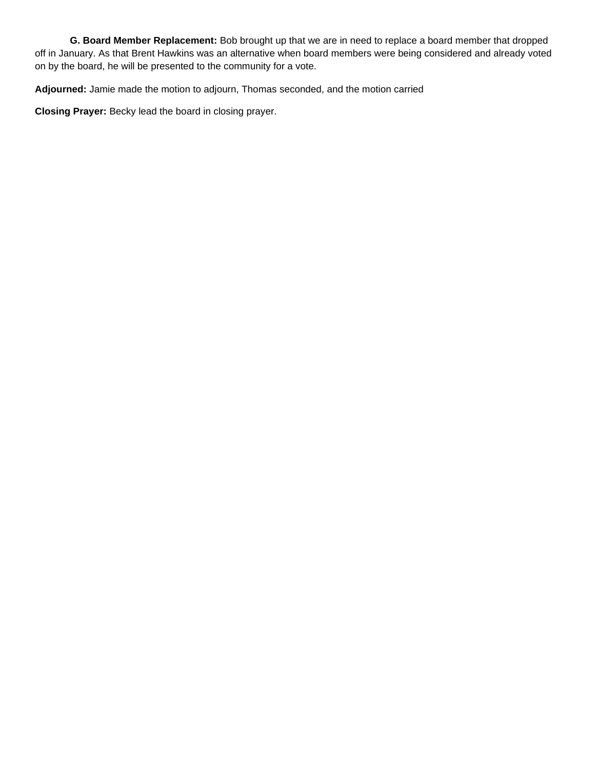**G. Board Member Replacement:** Bob brought up that we are in need to replace a board member that dropped off in January. As that Brent Hawkins was an alternative when board members were being considered and already voted on by the board, he will be presented to the community for a vote.

**Adjourned:** Jamie made the motion to adjourn, Thomas seconded, and the motion carried

**Closing Prayer:** Becky lead the board in closing prayer.